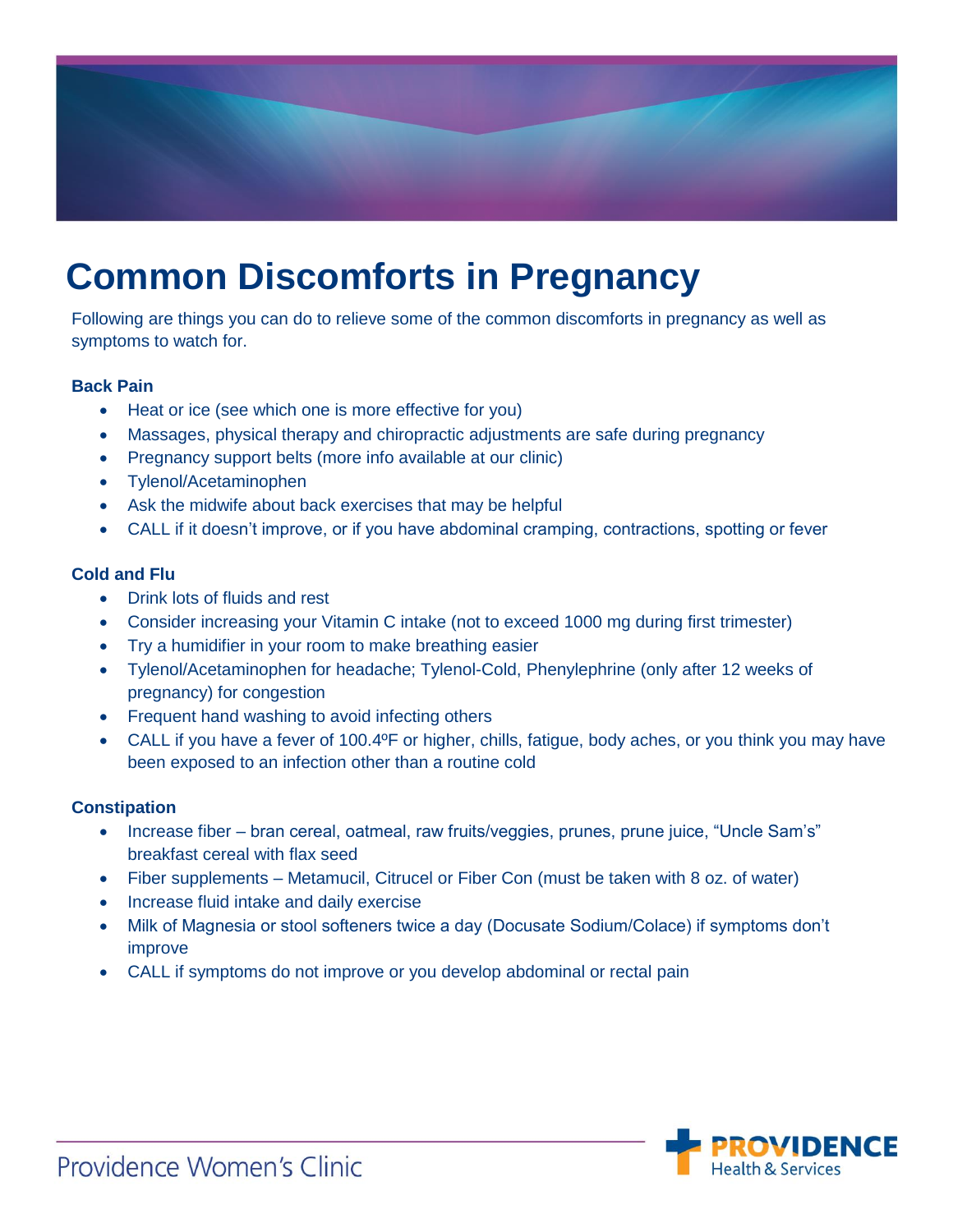# Common Discomforts in Pregnancy

Following are things you can do to relieve some of the common discomforts in pregnancy as well as symptoms to watch for.

**Back Pain**

- Heat or ice (see which one is more effective for you)
- Massages, physical therapy and chiropractic adjustments are safe during pregnancy
- Pregnancy support belts (more info available at our clinic)
- Tylenol/Acetaminophen
- Ask the midwife about back exercises that may be helpful
- CALL if it doesn't improve, or if you have abdominal cramping, contractions, spotting or fever

**Cold and Flu**

- Drink lots of fluids and rest
- Consider increasing your Vitamin C intake (not to exceed 1000 mg during first trimester)
- Try a humidifier in your room to make breathing easier
- Tylenol/Acetaminophen for headache; Tylenol-Cold, Phenylephrine (only after 12 weeks of pregnancy) for congestion
- Frequent hand washing to avoid infecting others
- CALL if you have a fever of 100.4ºF or higher, chills, fatigue, body aches, or you think you may have been exposed to an infection other than a routine cold

**Constipation**

- Increase fiber – bran cereal, oatmeal, raw fruits/veggies, prunes, prune juice, "Uncle Sam's" breakfast cereal with flax seed
- Fiber supplements – Metamucil, Citrucel or Fiber Con (must be taken with 8 oz. of water)
- Increase fluid intake and daily exercise
- Milk of Magnesia or stool softeners twice a day (Docusate Sodium/Colace) if symptoms don't improve
- CALL if symptoms do not improve or you develop abdominal or rectal pain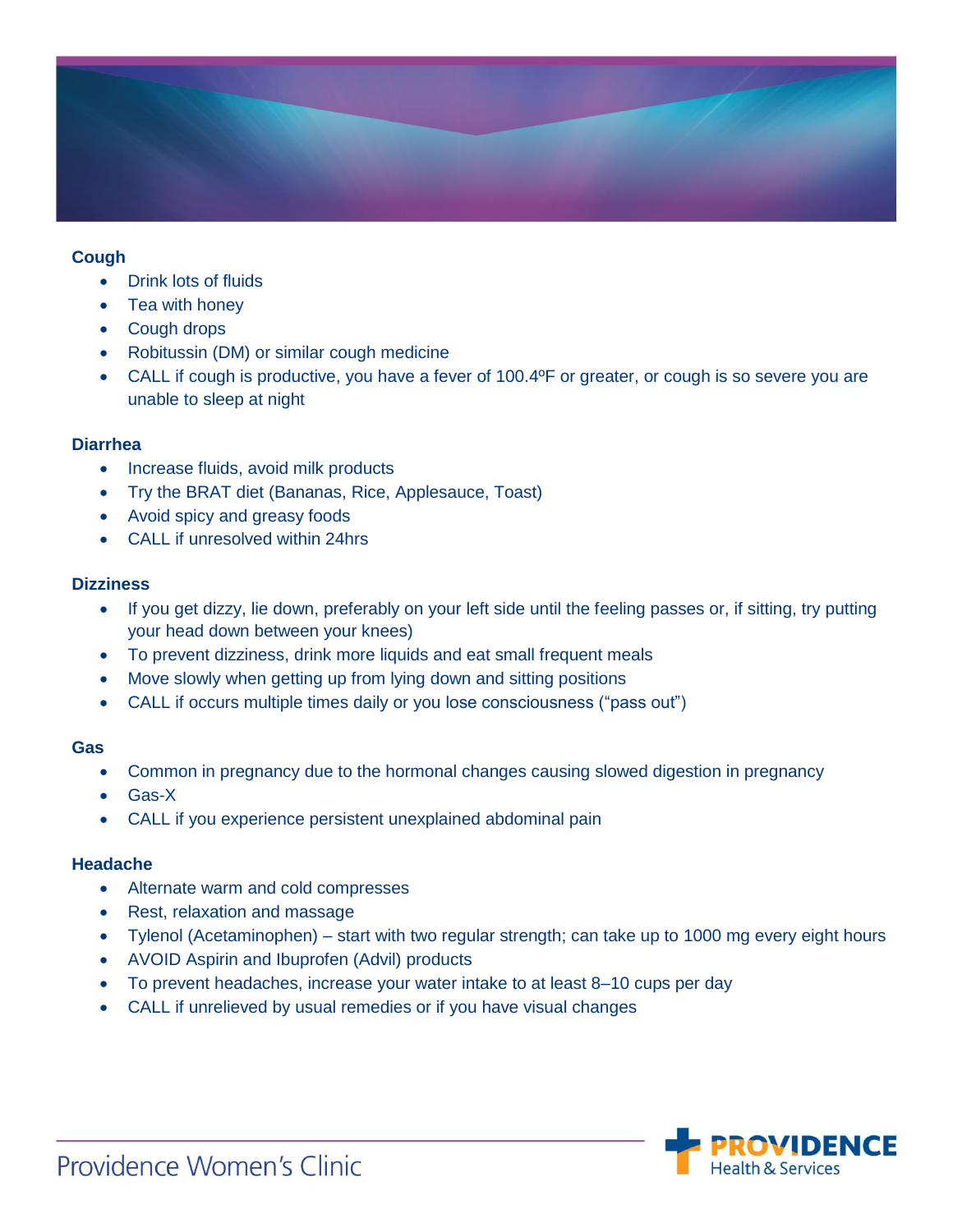### Cough

- Drink lots of fluids
- Tea with honey
- Cough drops
- Robitussin (DM) or similar cough medicine
- CALL if cough is productive, you have a fever of 100.4ºF or greater, or cough is so severe you are unable to sleep at night

### Diarrhea

- Increase fluids, avoid milk products
- Try the BRAT diet (Bananas, Rice, Applesauce, Toast)
- Avoid spicy and greasy foods
- CALL if unresolved within 24hrs

### Dizziness

- If you get dizzy, lie down, preferably on your left side until the feeling passes or, if sitting, try putting your head down between your knees)
- To prevent dizziness, drink more liquids and eat small frequent meals
- Move slowly when getting up from lying down and sitting positions
- CALL if occurs multiple times daily or you lose consciousness ("pass out")

### Gas

- Common in pregnancy due to the hormonal changes causing slowed digestion in pregnancy
- Gas-X
- CALL if you experience persistent unexplained abdominal pain

### Headache

- Alternate warm and cold compresses
- Rest, relaxation and massage
- Tylenol (Acetaminophen) – start with two regular strength; can take up to 1000 mg every eight hours
- AVOID Aspirin and Ibuprofen (Advil) products
- To prevent headaches, increase your water intake to at least 8–10 cups per day
- CALL if unrelieved by usual remedies or if you have visual changes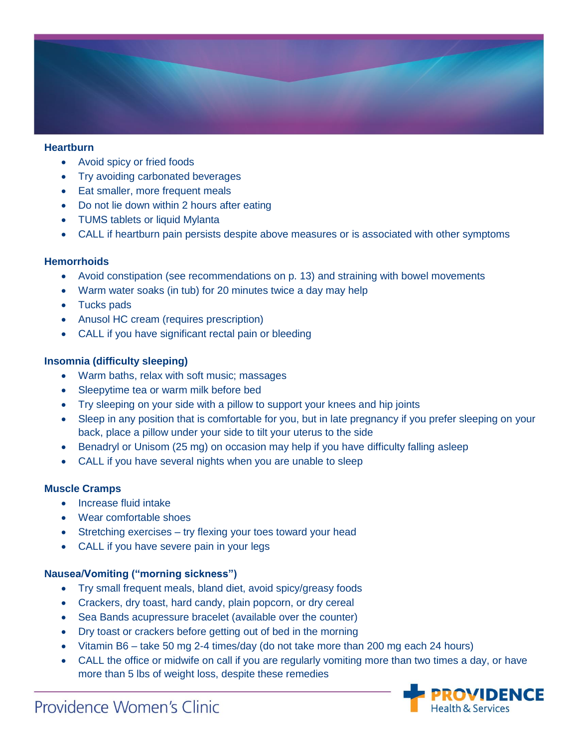### Heartburn

- Avoid spicy or fried foods
- Try avoiding carbonated beverages
- Eat smaller, more frequent meals
- Do not lie down within 2 hours after eating
- TUMS tablets or liquid Mylanta
- CALL if heartburn pain persists despite above measures or is associated with other symptoms

### Hemorrhoids

- Avoid constipation (see recommendations on p. 13) and straining with bowel movements
- Warm water soaks (in tub) for 20 minutes twice a day may help
- Tucks pads
- Anusol HC cream (requires prescription)
- CALL if you have significant rectal pain or bleeding

### Insomnia (difficulty sleeping)

- Warm baths, relax with soft music; massages
- Sleepytime tea or warm milk before bed
- Try sleeping on your side with a pillow to support your knees and hip joints
- Sleep in any position that is comfortable for you, but in late pregnancy if you prefer sleeping on your back, place a pillow under your side to tilt your uterus to the side
- Benadryl or Unisom (25 mg) on occasion may help if you have difficulty falling asleep
- CALL if you have several nights when you are unable to sleep

### Muscle Cramps

- Increase fluid intake
- Wear comfortable shoes
- Stretching exercises – try flexing your toes toward your head
- CALL if you have severe pain in your legs

### Nausea/Vomiting ("morning sickness")

- Try small frequent meals, bland diet, avoid spicy/greasy foods
- Crackers, dry toast, hard candy, plain popcorn, or dry cereal
- Sea Bands acupressure bracelet (available over the counter)
- Dry toast or crackers before getting out of bed in the morning
- Vitamin B6 – take 50 mg 2-4 times/day (do not take more than 200 mg each 24 hours)
- CALL the office or midwife on call if you are regularly vomiting more than two times a day, or have more than 5 lbs of weight loss, despite these remedies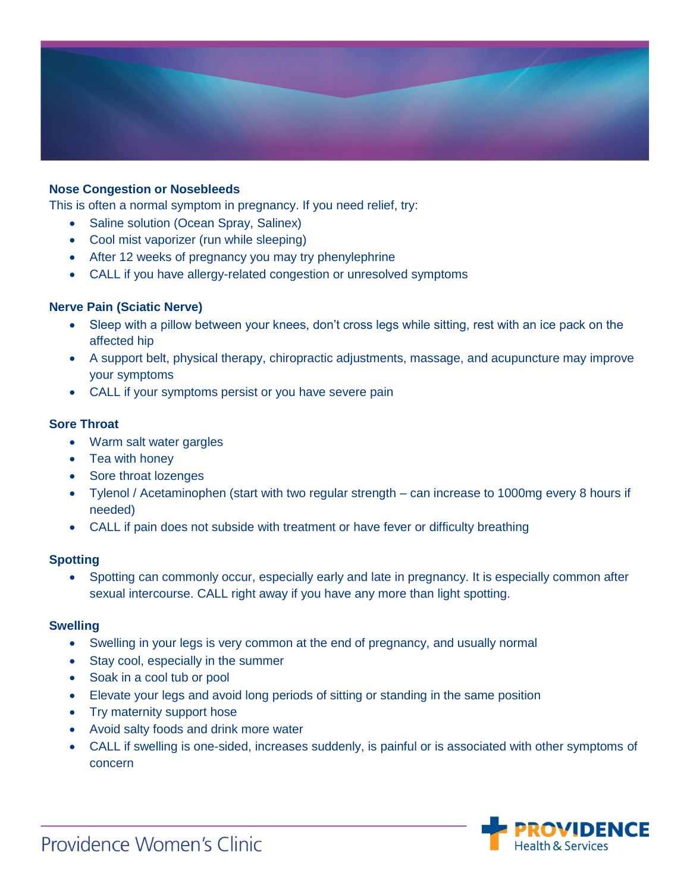## Nose Congestion or Nosebleeds

This is often a normal symptom in pregnancy. If you need relief, try:

- Saline solution (Ocean Spray, Salinex)
- Cool mist vaporizer (run while sleeping)
- After 12 weeks of pregnancy you may try phenylephrine
- CALL if you have allergy-related congestion or unresolved symptoms

## Nerve Pain (Sciatic Nerve)

- Sleep with a pillow between your knees, don't cross legs while sitting, rest with an ice pack on the affected hip
- A support belt, physical therapy, chiropractic adjustments, massage, and acupuncture may improve your symptoms
- CALL if your symptoms persist or you have severe pain

## Sore Throat

- Warm salt water gargles
- Tea with honey
- Sore throat lozenges
- Tylenol / Acetaminophen (start with two regular strength – can increase to 1000mg every 8 hours if needed)
- CALL if pain does not subside with treatment or have fever or difficulty breathing

## Spotting

- Spotting can commonly occur, especially early and late in pregnancy. It is especially common after sexual intercourse. CALL right away if you have any more than light spotting.

## Swelling

- Swelling in your legs is very common at the end of pregnancy, and usually normal
- Stay cool, especially in the summer
- Soak in a cool tub or pool
- Elevate your legs and avoid long periods of sitting or standing in the same position
- Try maternity support hose
- Avoid salty foods and drink more water
- CALL if swelling is one-sided, increases suddenly, is painful or is associated with other symptoms of concern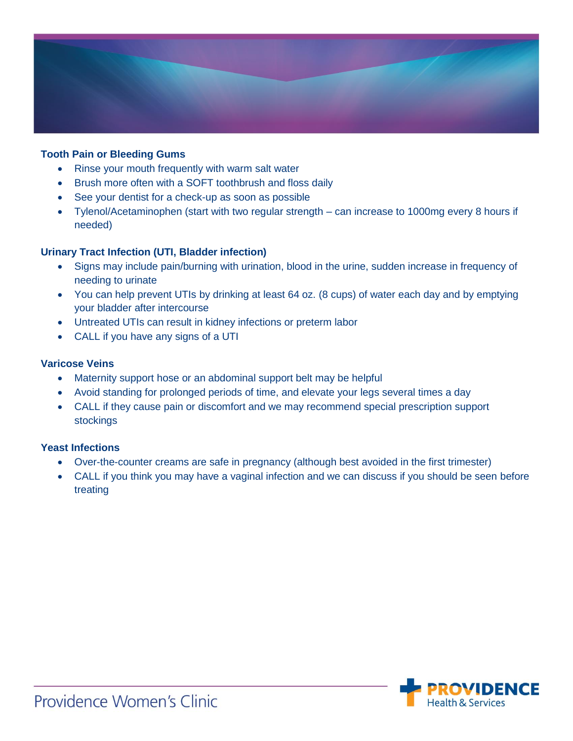### Tooth Pain or Bleeding Gums

- Rinse your mouth frequently with warm salt water
- Brush more often with a SOFT toothbrush and floss daily
- See your dentist for a check-up as soon as possible
- Tylenol/Acetaminophen (start with two regular strength – can increase to 1000mg every 8 hours if needed)

### Urinary Tract Infection (UTI, Bladder infection)

- Signs may include pain/burning with urination, blood in the urine, sudden increase in frequency of needing to urinate
- You can help prevent UTIs by drinking at least 64 oz. (8 cups) of water each day and by emptying your bladder after intercourse
- Untreated UTIs can result in kidney infections or preterm labor
- CALL if you have any signs of a UTI

### Varicose Veins

- Maternity support hose or an abdominal support belt may be helpful
- Avoid standing for prolonged periods of time, and elevate your legs several times a day
- CALL if they cause pain or discomfort and we may recommend special prescription support stockings

### Yeast Infections

- Over-the-counter creams are safe in pregnancy (although best avoided in the first trimester)
- CALL if you think you may have a vaginal infection and we can discuss if you should be seen before treating